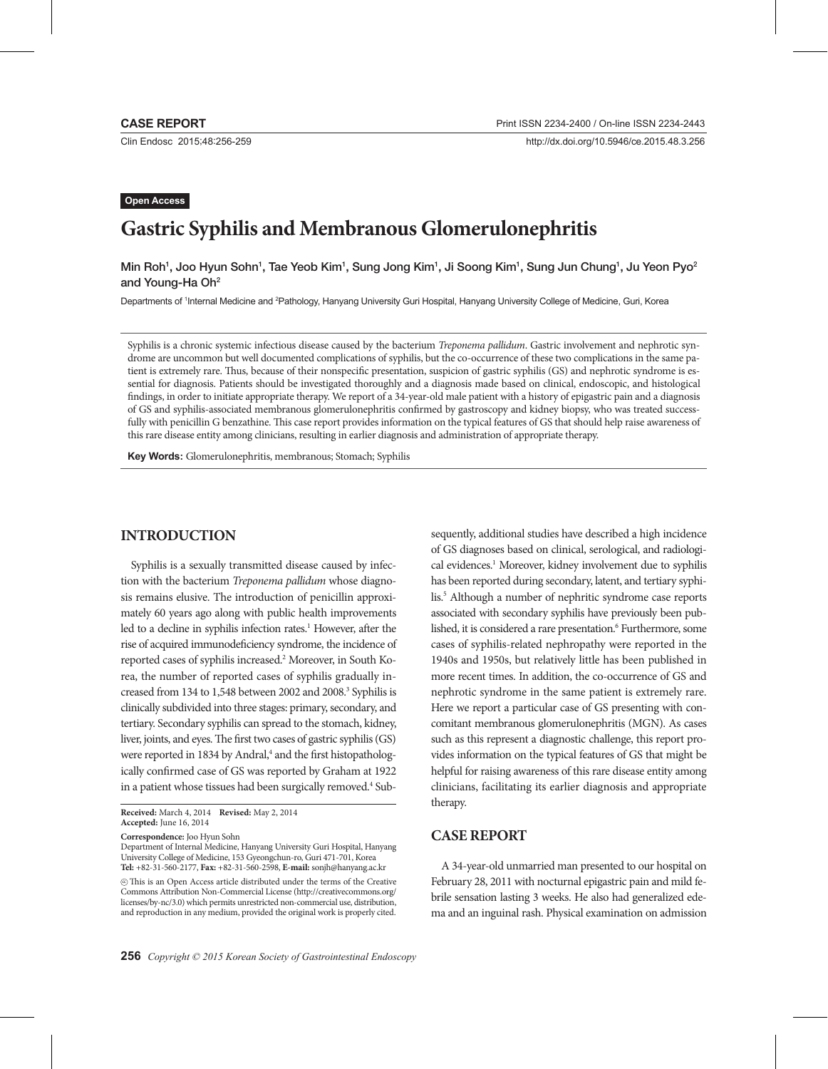**CASE REPORT**

**Open Access**

# Gastric Syphilis and Membranous Glomerulonephritis

**Min Roh[1], Joo Hyun Sohn[1], Tae Yeob Kim[1], Sung Jong Kim[1], Ji Soong Kim[1], Sung Jun Chung[1], Ju Yeon Pyo[2] and Young-Ha Oh[2]**

Departments of [1]Internal Medicine and [2]Pathology, Hanyang University Guri Hospital, Hanyang University College of Medicine, Guri, Korea

Syphilis is a chronic systemic infectious disease caused by the bacterium *Treponema pallidum*. Gastric involvement and nephrotic syndrome are uncommon but well documented complications of syphilis, but the co-occurrence of these two complications in the same patient is extremely rare. Thus, because of their nonspecific presentation, suspicion of gastric syphilis (GS) and nephrotic syndrome is essential for diagnosis. Patients should be investigated thoroughly and a diagnosis made based on clinical, endoscopic, and histological findings, in order to initiate appropriate therapy. We report of a 34-year-old male patient with a history of epigastric pain and a diagnosis of GS and syphilis-associated membranous glomerulonephritis confirmed by gastroscopy and kidney biopsy, who was treated successfully with penicillin G benzathine. This case report provides information on the typical features of GS that should help raise awareness of this rare disease entity among clinicians, resulting in earlier diagnosis and administration of appropriate therapy.

**Key Words:** Glomerulonephritis, membranous; Stomach; Syphilis

## INTRODUCTION

Syphilis is a sexually transmitted disease caused by infection with the bacterium *Treponema pallidum* whose diagnosis remains elusive. The introduction of penicillin approximately 60 years ago along with public health improvements led to a decline in syphilis infection rates.[1] However, after the rise of acquired immunodeficiency syndrome, the incidence of reported cases of syphilis increased.[2] Moreover, in South Korea, the number of reported cases of syphilis gradually increased from 134 to 1,548 between 2002 and 2008.[3] Syphilis is clinically subdivided into three stages: primary, secondary, and tertiary. Secondary syphilis can spread to the stomach, kidney, liver, joints, and eyes. The first two cases of gastric syphilis (GS) were reported in 1834 by Andral,[4] and the first histopathologically confirmed case of GS was reported by Graham at 1922 in a patient whose tissues had been surgically removed.[4] Subsequently, additional studies have described a high incidence of GS diagnoses based on clinical, serological, and radiological evidences.[1] Moreover, kidney involvement due to syphilis has been reported during secondary, latent, and tertiary syphilis.[5] Although a number of nephritic syndrome case reports associated with secondary syphilis have previously been published, it is considered a rare presentation.[6] Furthermore, some cases of syphilis-related nephropathy were reported in the 1940s and 1950s, but relatively little has been published in more recent times. In addition, the co-occurrence of GS and nephrotic syndrome in the same patient is extremely rare. Here we report a particular case of GS presenting with concomitant membranous glomerulonephritis (MGN). As cases such as this represent a diagnostic challenge, this report provides information on the typical features of GS that might be helpful for raising awareness of this rare disease entity among clinicians, facilitating its earlier diagnosis and appropriate therapy.

**Received:** March 4, 2014 **Revised:** May 2, 2014
**Accepted:** June 16, 2014

**Correspondence:** Joo Hyun Sohn
Department of Internal Medicine, Hanyang University Guri Hospital, Hanyang University College of Medicine, 153 Gyeongchun-ro, Guri 471-701, Korea
**Tel:** +82-31-560-2177, **Fax:** +82-31-560-2598, **E-mail:** sonjh@hanyang.ac.kr

This is an Open Access article distributed under the terms of the Creative Commons Attribution Non-Commercial License (http://creativecommons.org/licenses/by-nc/3.0) which permits unrestricted non-commercial use, distribution, and reproduction in any medium, provided the original work is properly cited.

## CASE REPORT

A 34-year-old unmarried man presented to our hospital on February 28, 2011 with nocturnal epigastric pain and mild febrile sensation lasting 3 weeks. He also had generalized edema and an inguinal rash. Physical examination on admission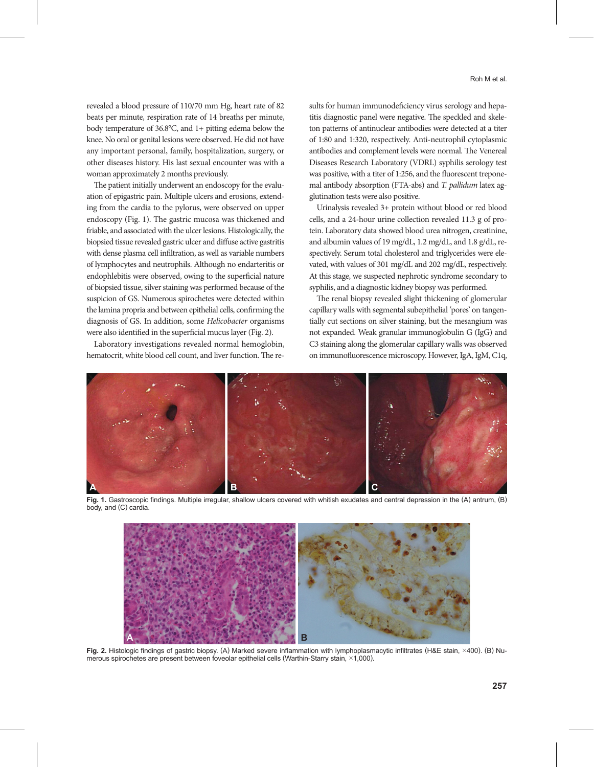revealed a blood pressure of 110/70 mm Hg, heart rate of 82 beats per minute, respiration rate of 14 breaths per minute, body temperature of 36.8°C, and 1+ pitting edema below the knee. No oral or genital lesions were observed. He did not have any important personal, family, hospitalization, surgery, or other diseases history. His last sexual encounter was with a woman approximately 2 months previously.

The patient initially underwent an endoscopy for the evaluation of epigastric pain. Multiple ulcers and erosions, extending from the cardia to the pylorus, were observed on upper endoscopy (Fig. 1). The gastric mucosa was thickened and friable, and associated with the ulcer lesions. Histologically, the biopsied tissue revealed gastric ulcer and diffuse active gastritis with dense plasma cell infiltration, as well as variable numbers of lymphocytes and neutrophils. Although no endarteritis or endophlebitis were observed, owing to the superficial nature of biopsied tissue, silver staining was performed because of the suspicion of GS. Numerous spirochetes were detected within the lamina propria and between epithelial cells, confirming the diagnosis of GS. In addition, some *Helicobacter* organisms were also identified in the superficial mucus layer (Fig. 2).

Laboratory investigations revealed normal hemoglobin, hematocrit, white blood cell count, and liver function. The results for human immunodeficiency virus serology and hepatitis diagnostic panel were negative. The speckled and skeleton patterns of antinuclear antibodies were detected at a titer of 1:80 and 1:320, respectively. Anti-neutrophil cytoplasmic antibodies and complement levels were normal. The Venereal Diseases Research Laboratory (VDRL) syphilis serology test was positive, with a titer of 1:256, and the fluorescent treponemal antibody absorption (FTA-abs) and *T. pallidum* latex agglutination tests were also positive.

Urinalysis revealed 3+ protein without blood or red blood cells, and a 24-hour urine collection revealed 11.3 g of protein. Laboratory data showed blood urea nitrogen, creatinine, and albumin values of 19 mg/dL, 1.2 mg/dL, and 1.8 g/dL, respectively. Serum total cholesterol and triglycerides were elevated, with values of 301 mg/dL and 202 mg/dL, respectively. At this stage, we suspected nephrotic syndrome secondary to syphilis, and a diagnostic kidney biopsy was performed.

The renal biopsy revealed slight thickening of glomerular capillary walls with segmental subepithelial 'pores' on tangentially cut sections on silver staining, but the mesangium was not expanded. Weak granular immunoglobulin G (IgG) and C3 staining along the glomerular capillary walls was observed on immunofluorescence microscopy. However, IgA, IgM, C1q,

**Fig. 1.** Gastroscopic findings. Multiple irregular, shallow ulcers covered with whitish exudates and central depression in the (A) antrum, (B) body, and (C) cardia.

**Fig. 2.** Histologic findings of gastric biopsy. (A) Marked severe inflammation with lymphoplasmacytic infiltrates (H&E stain, ×400). (B) Numerous spirochetes are present between foveolar epithelial cells (Warthin-Starry stain, ×1,000).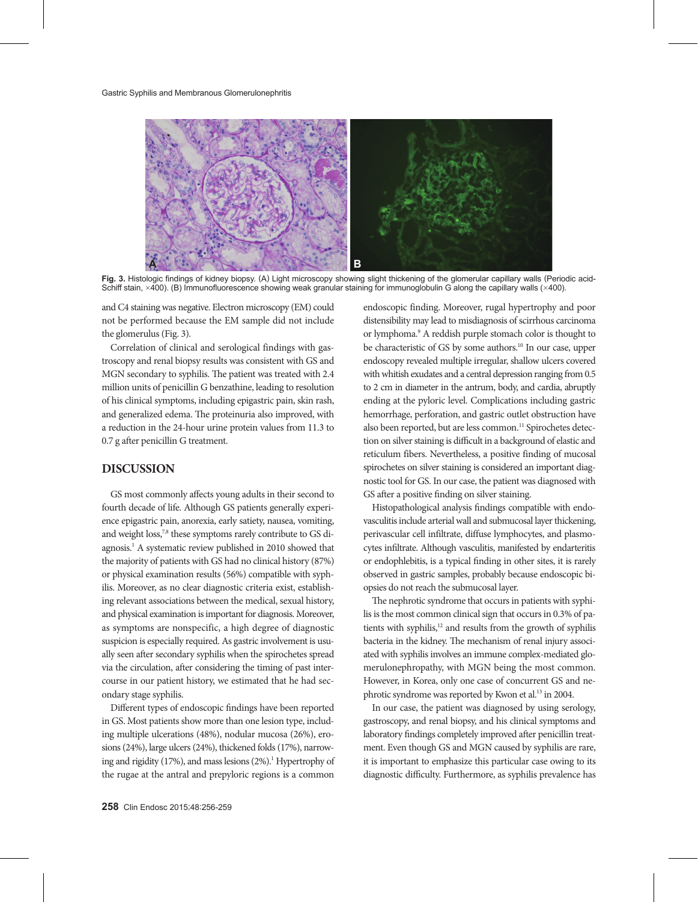Fig. 3. Histologic findings of kidney biopsy. (A) Light microscopy showing slight thickening of the glomerular capillary walls (Periodic acid-Schiff stain, ×400). (B) Immunofluorescence showing weak granular staining for immunoglobulin G along the capillary walls (×400).

and C4 staining was negative. Electron microscopy (EM) could not be performed because the EM sample did not include the glomerulus (Fig. 3).

Correlation of clinical and serological findings with gastroscopy and renal biopsy results was consistent with GS and MGN secondary to syphilis. The patient was treated with 2.4 million units of penicillin G benzathine, leading to resolution of his clinical symptoms, including epigastric pain, skin rash, and generalized edema. The proteinuria also improved, with a reduction in the 24-hour urine protein values from 11.3 to 0.7 g after penicillin G treatment.

## DISCUSSION

GS most commonly affects young adults in their second to fourth decade of life. Although GS patients generally experience epigastric pain, anorexia, early satiety, nausea, vomiting, and weight loss,[7,8] these symptoms rarely contribute to GS diagnosis.[1] A systematic review published in 2010 showed that the majority of patients with GS had no clinical history (87%) or physical examination results (56%) compatible with syphilis. Moreover, as no clear diagnostic criteria exist, establishing relevant associations between the medical, sexual history, and physical examination is important for diagnosis. Moreover, as symptoms are nonspecific, a high degree of diagnostic suspicion is especially required. As gastric involvement is usually seen after secondary syphilis when the spirochetes spread via the circulation, after considering the timing of past intercourse in our patient history, we estimated that he had secondary stage syphilis.

Different types of endoscopic findings have been reported in GS. Most patients show more than one lesion type, including multiple ulcerations (48%), nodular mucosa (26%), erosions (24%), large ulcers (24%), thickened folds (17%), narrowing and rigidity (17%), and mass lesions (2%).[1] Hypertrophy of the rugae at the antral and prepyloric regions is a common endoscopic finding. Moreover, rugal hypertrophy and poor distensibility may lead to misdiagnosis of scirrhous carcinoma or lymphoma.[9] A reddish purple stomach color is thought to be characteristic of GS by some authors.[10] In our case, upper endoscopy revealed multiple irregular, shallow ulcers covered with whitish exudates and a central depression ranging from 0.5 to 2 cm in diameter in the antrum, body, and cardia, abruptly ending at the pyloric level. Complications including gastric hemorrhage, perforation, and gastric outlet obstruction have also been reported, but are less common.[11] Spirochetes detection on silver staining is difficult in a background of elastic and reticulum fibers. Nevertheless, a positive finding of mucosal spirochetes on silver staining is considered an important diagnostic tool for GS. In our case, the patient was diagnosed with GS after a positive finding on silver staining.

Histopathological analysis findings compatible with endovasculitis include arterial wall and submucosal layer thickening, perivascular cell infiltrate, diffuse lymphocytes, and plasmocytes infiltrate. Although vasculitis, manifested by endarteritis or endophlebitis, is a typical finding in other sites, it is rarely observed in gastric samples, probably because endoscopic biopsies do not reach the submucosal layer.

The nephrotic syndrome that occurs in patients with syphilis is the most common clinical sign that occurs in 0.3% of patients with syphilis,[12] and results from the growth of syphilis bacteria in the kidney. The mechanism of renal injury associated with syphilis involves an immune complex-mediated glomerulonephropathy, with MGN being the most common. However, in Korea, only one case of concurrent GS and nephrotic syndrome was reported by Kwon et al.[13] in 2004.

In our case, the patient was diagnosed by using serology, gastroscopy, and renal biopsy, and his clinical symptoms and laboratory findings completely improved after penicillin treatment. Even though GS and MGN caused by syphilis are rare, it is important to emphasize this particular case owing to its diagnostic difficulty. Furthermore, as syphilis prevalence has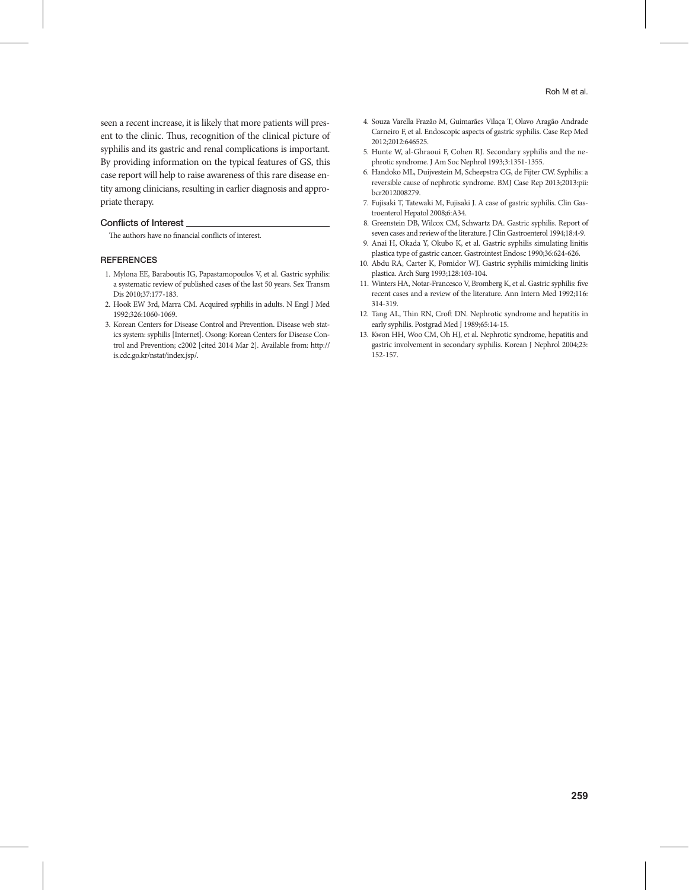seen a recent increase, it is likely that more patients will present to the clinic. Thus, recognition of the clinical picture of syphilis and its gastric and renal complications is important. By providing information on the typical features of GS, this case report will help to raise awareness of this rare disease entity among clinicians, resulting in earlier diagnosis and appropriate therapy.

## Conflicts of Interest

The authors have no financial conflicts of interest.

## REFERENCES

1. Mylona EE, Baraboutis IG, Papastamopoulos V, et al. Gastric syphilis: a systematic review of published cases of the last 50 years. Sex Transm Dis 2010;37:177-183.
2. Hook EW 3rd, Marra CM. Acquired syphilis in adults. N Engl J Med 1992;326:1060-1069.
3. Korean Centers for Disease Control and Prevention. Disease web statics system: syphilis [Internet]. Osong: Korean Centers for Disease Control and Prevention; c2002 [cited 2014 Mar 2]. Available from: http://is.cdc.go.kr/nstat/index.jsp/.
4. Souza Varella Frazão M, Guimarães Vilaça T, Olavo Aragão Andrade Carneiro F, et al. Endoscopic aspects of gastric syphilis. Case Rep Med 2012;2012:646525.
5. Hunte W, al-Ghraoui F, Cohen RJ. Secondary syphilis and the nephrotic syndrome. J Am Soc Nephrol 1993;3:1351-1355.
6. Handoko ML, Duijvestein M, Scheepstra CG, de Fijter CW. Syphilis: a reversible cause of nephrotic syndrome. BMJ Case Rep 2013;2013:pii: bcr2012008279.
7. Fujisaki T, Tatewaki M, Fujisaki J. A case of gastric syphilis. Clin Gastroenterol Hepatol 2008;6:A34.
8. Greenstein DB, Wilcox CM, Schwartz DA. Gastric syphilis. Report of seven cases and review of the literature. J Clin Gastroenterol 1994;18:4-9.
9. Anai H, Okada Y, Okubo K, et al. Gastric syphilis simulating linitis plastica type of gastric cancer. Gastrointest Endosc 1990;36:624-626.
10. Abdu RA, Carter K, Pomidor WJ. Gastric syphilis mimicking linitis plastica. Arch Surg 1993;128:103-104.
11. Winters HA, Notar-Francesco V, Bromberg K, et al. Gastric syphilis: five recent cases and a review of the literature. Ann Intern Med 1992;116: 314-319.
12. Tang AL, Thin RN, Croft DN. Nephrotic syndrome and hepatitis in early syphilis. Postgrad Med J 1989;65:14-15.
13. Kwon HH, Woo CM, Oh HJ, et al. Nephrotic syndrome, hepatitis and gastric involvement in secondary syphilis. Korean J Nephrol 2004;23: 152-157.